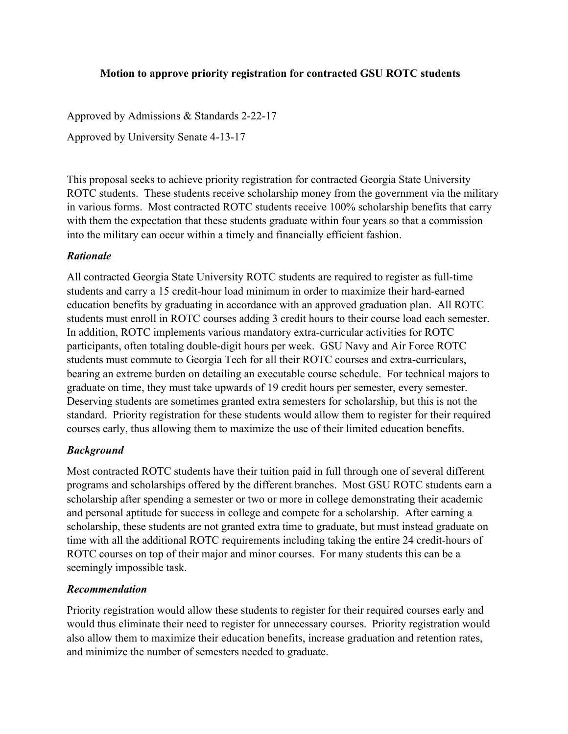**Motion to approve priority registration for contracted GSU ROTC students**

Approved by Admissions & Standards 2-22-17

Approved by University Senate 4-13-17

This proposal seeks to achieve priority registration for contracted Georgia State University ROTC students. These students receive scholarship money from the government via the military in various forms. Most contracted ROTC students receive 100% scholarship benefits that carry with them the expectation that these students graduate within four years so that a commission into the military can occur within a timely and financially efficient fashion.

***Rationale***

All contracted Georgia State University ROTC students are required to register as full-time students and carry a 15 credit-hour load minimum in order to maximize their hard-earned education benefits by graduating in accordance with an approved graduation plan. All ROTC students must enroll in ROTC courses adding 3 credit hours to their course load each semester. In addition, ROTC implements various mandatory extra-curricular activities for ROTC participants, often totaling double-digit hours per week. GSU Navy and Air Force ROTC students must commute to Georgia Tech for all their ROTC courses and extra-curriculars, bearing an extreme burden on detailing an executable course schedule. For technical majors to graduate on time, they must take upwards of 19 credit hours per semester, every semester. Deserving students are sometimes granted extra semesters for scholarship, but this is not the standard. Priority registration for these students would allow them to register for their required courses early, thus allowing them to maximize the use of their limited education benefits.

***Background***

Most contracted ROTC students have their tuition paid in full through one of several different programs and scholarships offered by the different branches. Most GSU ROTC students earn a scholarship after spending a semester or two or more in college demonstrating their academic and personal aptitude for success in college and compete for a scholarship. After earning a scholarship, these students are not granted extra time to graduate, but must instead graduate on time with all the additional ROTC requirements including taking the entire 24 credit-hours of ROTC courses on top of their major and minor courses. For many students this can be a seemingly impossible task.

***Recommendation***

Priority registration would allow these students to register for their required courses early and would thus eliminate their need to register for unnecessary courses. Priority registration would also allow them to maximize their education benefits, increase graduation and retention rates, and minimize the number of semesters needed to graduate.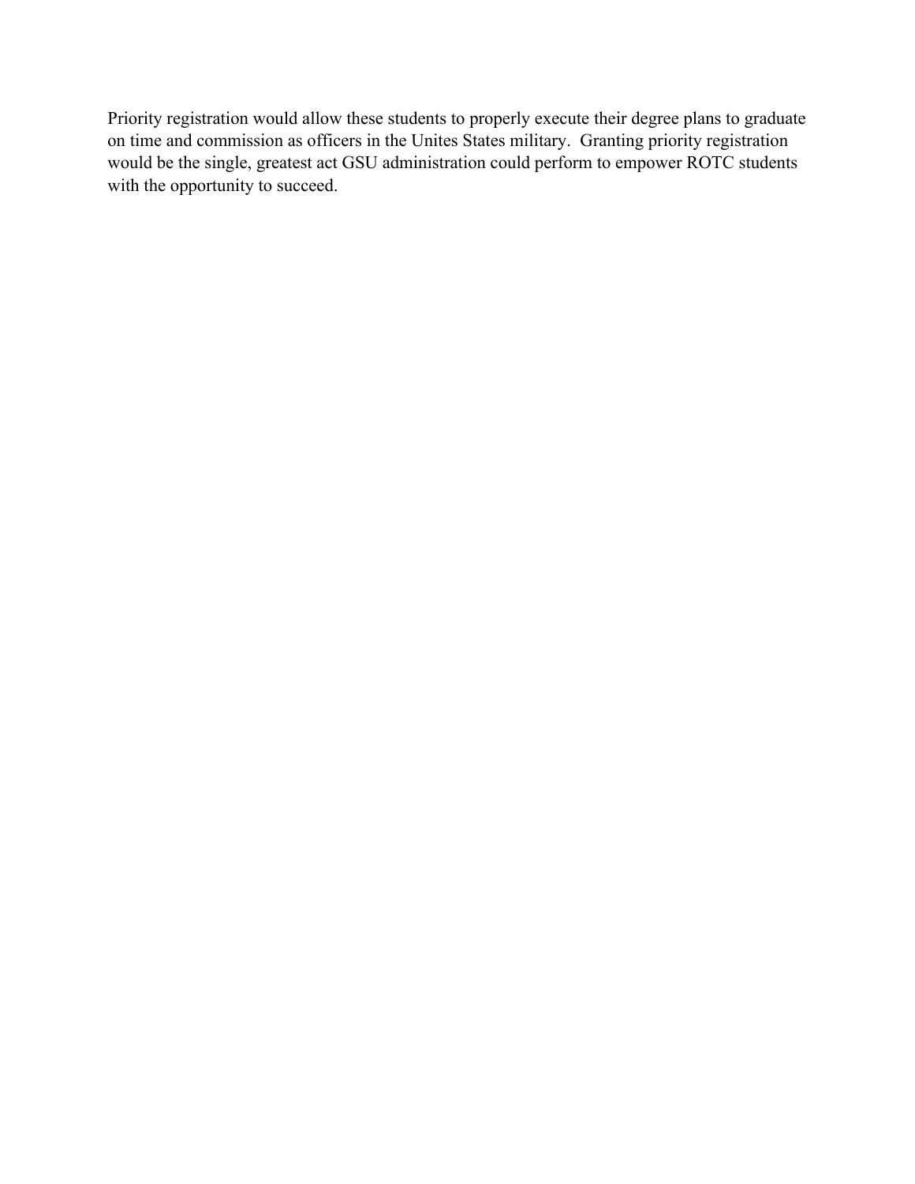Priority registration would allow these students to properly execute their degree plans to graduate on time and commission as officers in the Unites States military. Granting priority registration would be the single, greatest act GSU administration could perform to empower ROTC students with the opportunity to succeed.